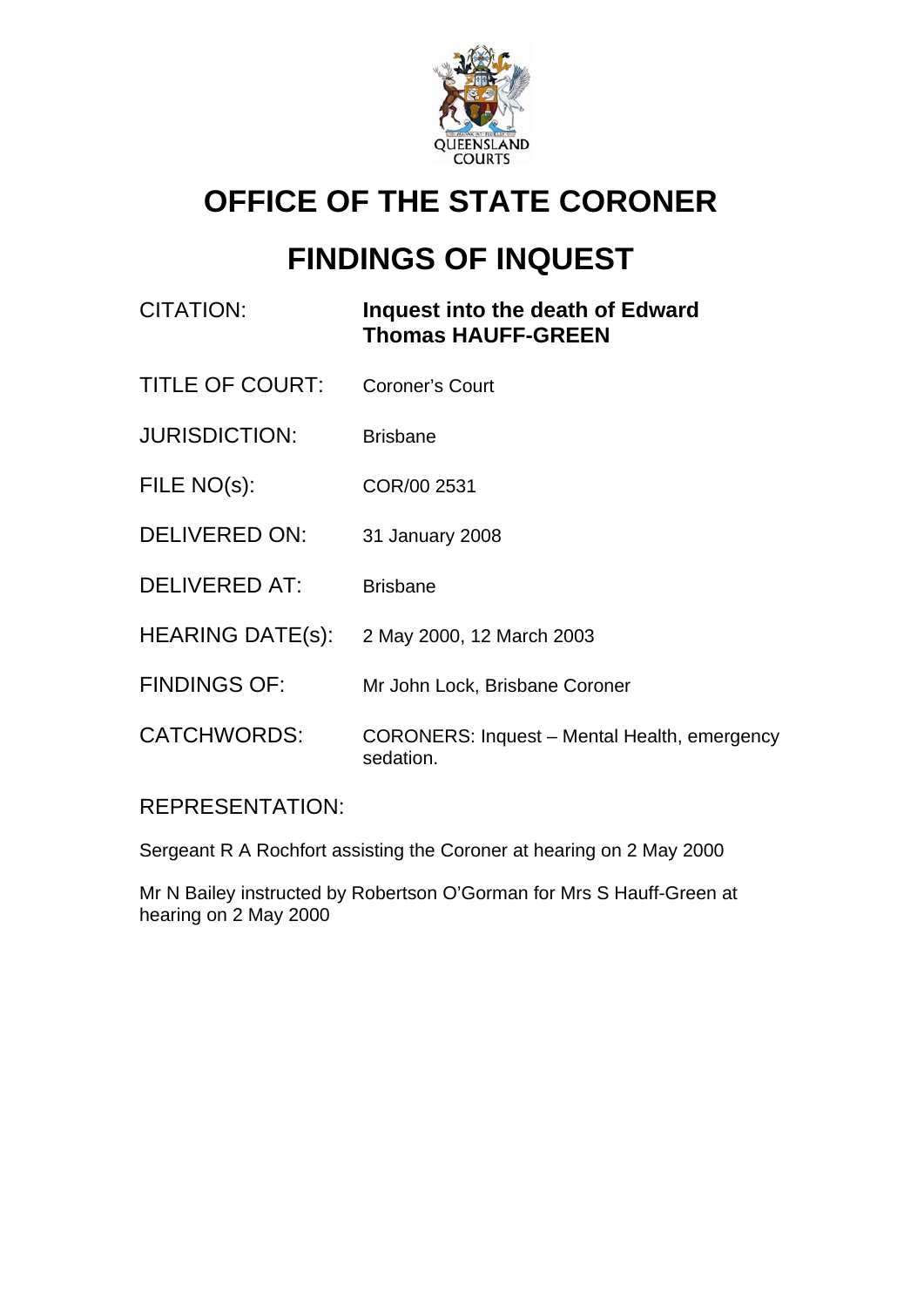# OFFICE OF THE STATE CORONER

# FINDINGS OF INQUEST

| | |
|---|---|
| CITATION: | **Inquest into the death of Edward Thomas HAUFF-GREEN** |
| TITLE OF COURT: | Coroner's Court |
| JURISDICTION: | Brisbane |
| FILE NO(s): | COR/00 2531 |
| DELIVERED ON: | 31 January 2008 |
| DELIVERED AT: | Brisbane |
| HEARING DATE(s): | 2 May 2000, 12 March 2003 |
| FINDINGS OF: | Mr John Lock, Brisbane Coroner |
| CATCHWORDS: | CORONERS: Inquest – Mental Health, emergency sedation. |

REPRESENTATION:

Sergeant R A Rochfort assisting the Coroner at hearing on 2 May 2000

Mr N Bailey instructed by Robertson O'Gorman for Mrs S Hauff-Green at hearing on 2 May 2000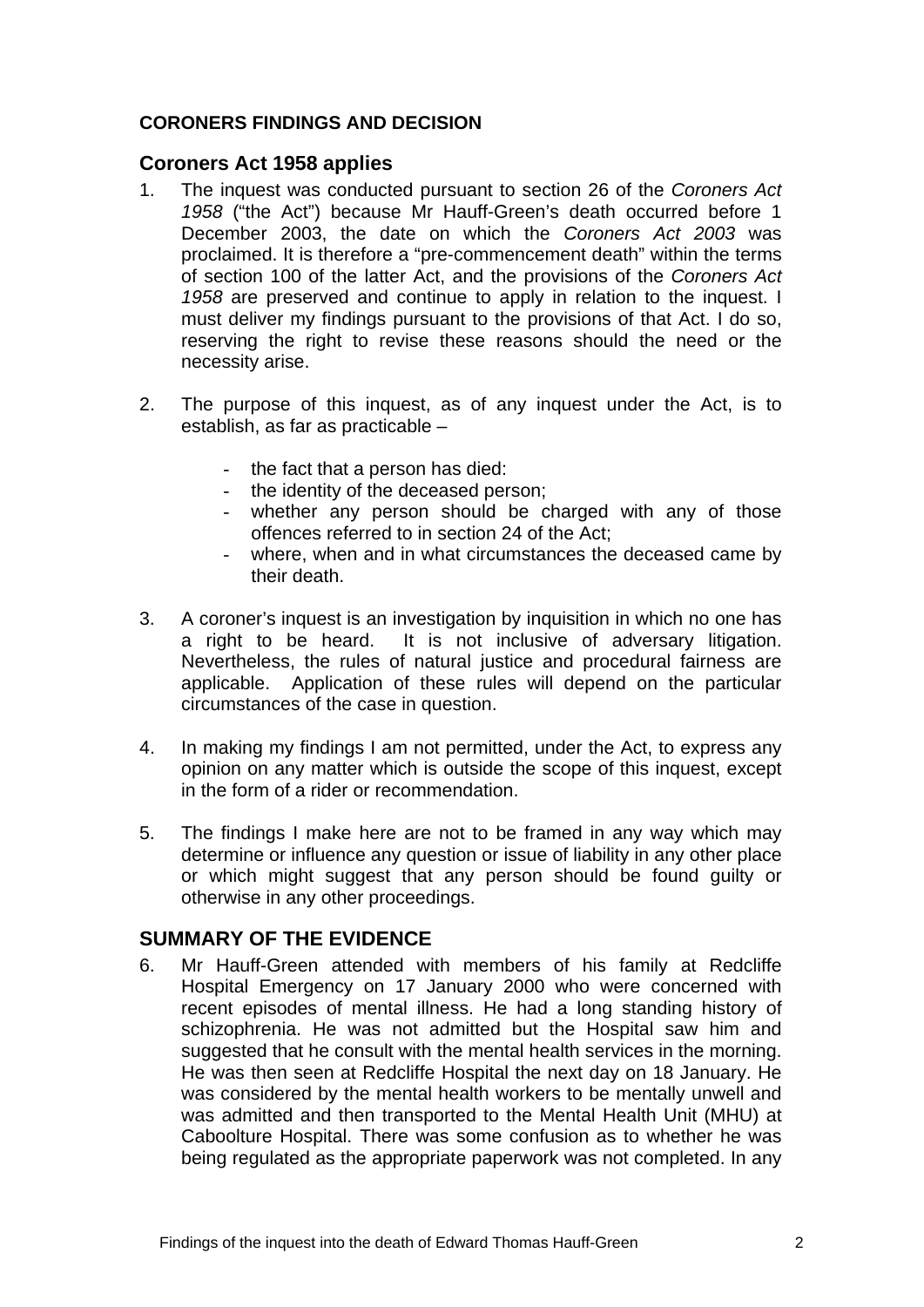**CORONERS FINDINGS AND DECISION**

## Coroners Act 1958 applies

1. The inquest was conducted pursuant to section 26 of the *Coroners Act 1958* ("the Act") because Mr Hauff-Green's death occurred before 1 December 2003, the date on which the *Coroners Act 2003* was proclaimed. It is therefore a "pre-commencement death" within the terms of section 100 of the latter Act, and the provisions of the *Coroners Act 1958* are preserved and continue to apply in relation to the inquest. I must deliver my findings pursuant to the provisions of that Act. I do so, reserving the right to revise these reasons should the need or the necessity arise.

2. The purpose of this inquest, as of any inquest under the Act, is to establish, as far as practicable –

   - the fact that a person has died:
   - the identity of the deceased person;
   - whether any person should be charged with any of those offences referred to in section 24 of the Act;
   - where, when and in what circumstances the deceased came by their death.

3. A coroner's inquest is an investigation by inquisition in which no one has a right to be heard. It is not inclusive of adversary litigation. Nevertheless, the rules of natural justice and procedural fairness are applicable. Application of these rules will depend on the particular circumstances of the case in question.

4. In making my findings I am not permitted, under the Act, to express any opinion on any matter which is outside the scope of this inquest, except in the form of a rider or recommendation.

5. The findings I make here are not to be framed in any way which may determine or influence any question or issue of liability in any other place or which might suggest that any person should be found guilty or otherwise in any other proceedings.

## SUMMARY OF THE EVIDENCE

6. Mr Hauff-Green attended with members of his family at Redcliffe Hospital Emergency on 17 January 2000 who were concerned with recent episodes of mental illness. He had a long standing history of schizophrenia. He was not admitted but the Hospital saw him and suggested that he consult with the mental health services in the morning. He was then seen at Redcliffe Hospital the next day on 18 January. He was considered by the mental health workers to be mentally unwell and was admitted and then transported to the Mental Health Unit (MHU) at Caboolture Hospital. There was some confusion as to whether he was being regulated as the appropriate paperwork was not completed. In any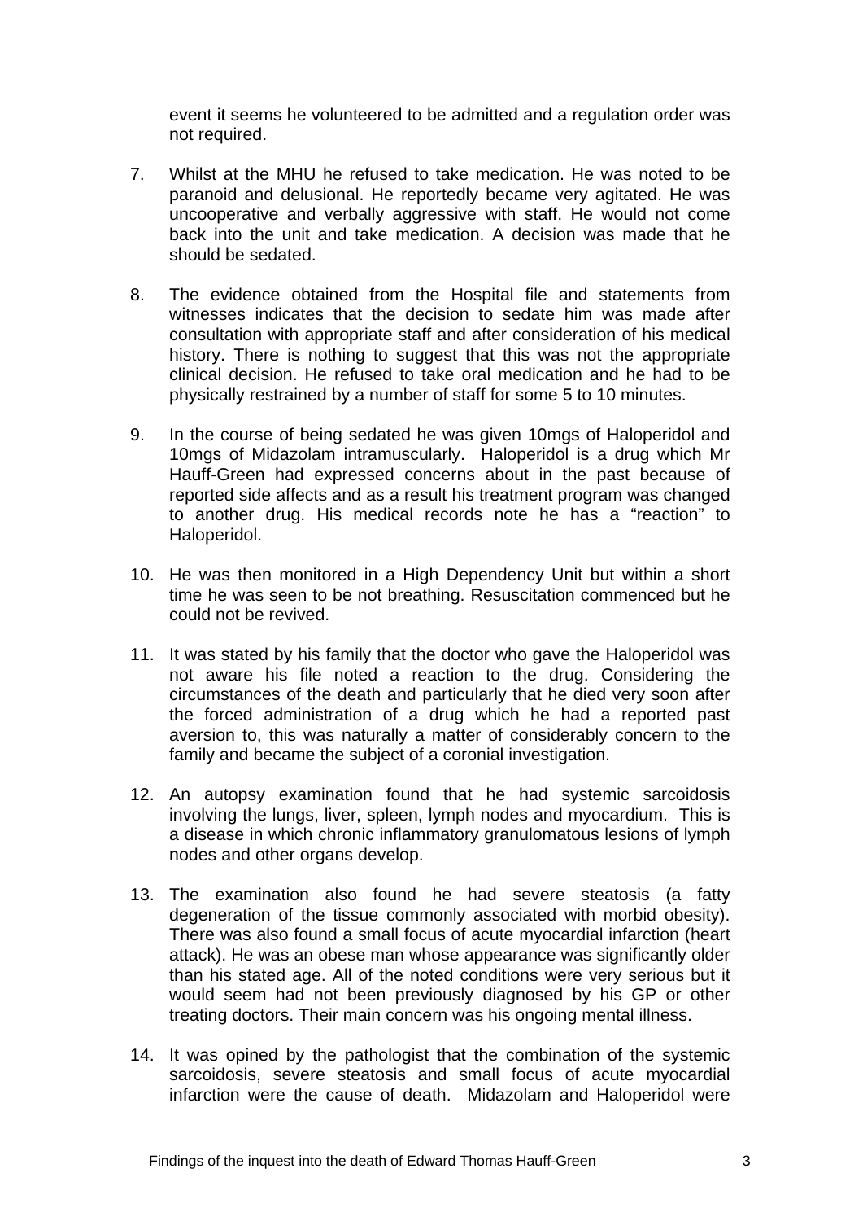event it seems he volunteered to be admitted and a regulation order was not required.

7. Whilst at the MHU he refused to take medication. He was noted to be paranoid and delusional. He reportedly became very agitated. He was uncooperative and verbally aggressive with staff. He would not come back into the unit and take medication. A decision was made that he should be sedated.

8. The evidence obtained from the Hospital file and statements from witnesses indicates that the decision to sedate him was made after consultation with appropriate staff and after consideration of his medical history. There is nothing to suggest that this was not the appropriate clinical decision. He refused to take oral medication and he had to be physically restrained by a number of staff for some 5 to 10 minutes.

9. In the course of being sedated he was given 10mgs of Haloperidol and 10mgs of Midazolam intramuscularly. Haloperidol is a drug which Mr Hauff-Green had expressed concerns about in the past because of reported side affects and as a result his treatment program was changed to another drug. His medical records note he has a "reaction" to Haloperidol.

10. He was then monitored in a High Dependency Unit but within a short time he was seen to be not breathing. Resuscitation commenced but he could not be revived.

11. It was stated by his family that the doctor who gave the Haloperidol was not aware his file noted a reaction to the drug. Considering the circumstances of the death and particularly that he died very soon after the forced administration of a drug which he had a reported past aversion to, this was naturally a matter of considerably concern to the family and became the subject of a coronial investigation.

12. An autopsy examination found that he had systemic sarcoidosis involving the lungs, liver, spleen, lymph nodes and myocardium. This is a disease in which chronic inflammatory granulomatous lesions of lymph nodes and other organs develop.

13. The examination also found he had severe steatosis (a fatty degeneration of the tissue commonly associated with morbid obesity). There was also found a small focus of acute myocardial infarction (heart attack). He was an obese man whose appearance was significantly older than his stated age. All of the noted conditions were very serious but it would seem had not been previously diagnosed by his GP or other treating doctors. Their main concern was his ongoing mental illness.

14. It was opined by the pathologist that the combination of the systemic sarcoidosis, severe steatosis and small focus of acute myocardial infarction were the cause of death. Midazolam and Haloperidol were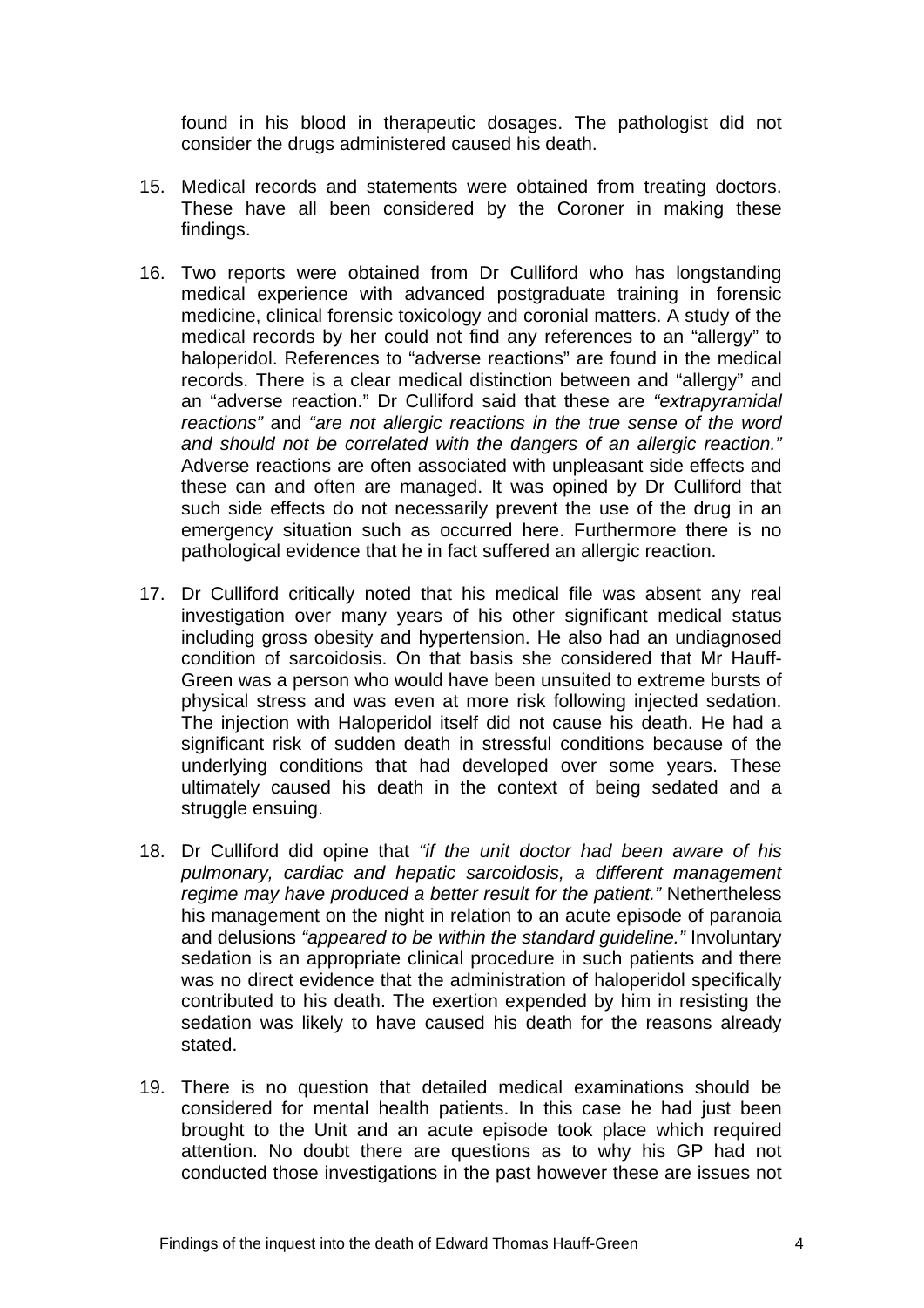found in his blood in therapeutic dosages. The pathologist did not consider the drugs administered caused his death.

15. Medical records and statements were obtained from treating doctors. These have all been considered by the Coroner in making these findings.

16. Two reports were obtained from Dr Culliford who has longstanding medical experience with advanced postgraduate training in forensic medicine, clinical forensic toxicology and coronial matters. A study of the medical records by her could not find any references to an "allergy" to haloperidol. References to "adverse reactions" are found in the medical records. There is a clear medical distinction between and "allergy" and an "adverse reaction." Dr Culliford said that these are *"extrapyramidal reactions"* and *"are not allergic reactions in the true sense of the word and should not be correlated with the dangers of an allergic reaction."* Adverse reactions are often associated with unpleasant side effects and these can and often are managed. It was opined by Dr Culliford that such side effects do not necessarily prevent the use of the drug in an emergency situation such as occurred here. Furthermore there is no pathological evidence that he in fact suffered an allergic reaction.

17. Dr Culliford critically noted that his medical file was absent any real investigation over many years of his other significant medical status including gross obesity and hypertension. He also had an undiagnosed condition of sarcoidosis. On that basis she considered that Mr Hauff-Green was a person who would have been unsuited to extreme bursts of physical stress and was even at more risk following injected sedation. The injection with Haloperidol itself did not cause his death. He had a significant risk of sudden death in stressful conditions because of the underlying conditions that had developed over some years. These ultimately caused his death in the context of being sedated and a struggle ensuing.

18. Dr Culliford did opine that *"if the unit doctor had been aware of his pulmonary, cardiac and hepatic sarcoidosis, a different management regime may have produced a better result for the patient."* Nethertheless his management on the night in relation to an acute episode of paranoia and delusions *"appeared to be within the standard guideline."* Involuntary sedation is an appropriate clinical procedure in such patients and there was no direct evidence that the administration of haloperidol specifically contributed to his death. The exertion expended by him in resisting the sedation was likely to have caused his death for the reasons already stated.

19. There is no question that detailed medical examinations should be considered for mental health patients. In this case he had just been brought to the Unit and an acute episode took place which required attention. No doubt there are questions as to why his GP had not conducted those investigations in the past however these are issues not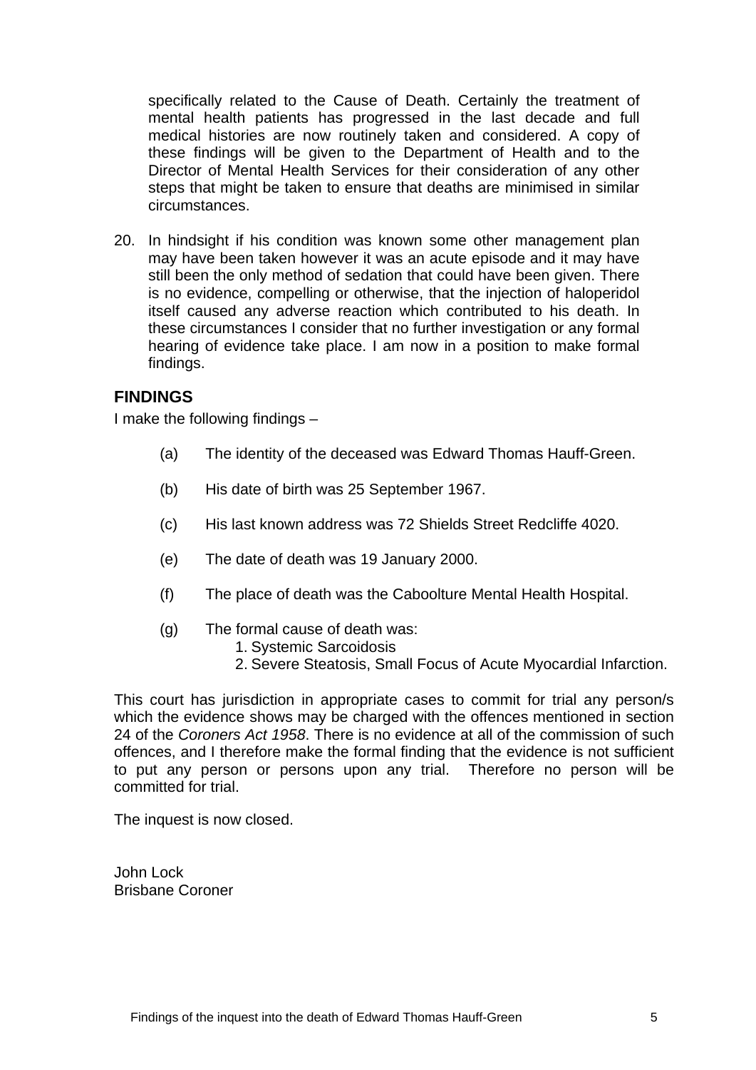specifically related to the Cause of Death. Certainly the treatment of mental health patients has progressed in the last decade and full medical histories are now routinely taken and considered. A copy of these findings will be given to the Department of Health and to the Director of Mental Health Services for their consideration of any other steps that might be taken to ensure that deaths are minimised in similar circumstances.

20. In hindsight if his condition was known some other management plan may have been taken however it was an acute episode and it may have still been the only method of sedation that could have been given. There is no evidence, compelling or otherwise, that the injection of haloperidol itself caused any adverse reaction which contributed to his death. In these circumstances I consider that no further investigation or any formal hearing of evidence take place. I am now in a position to make formal findings.

## FINDINGS

I make the following findings –

(a) The identity of the deceased was Edward Thomas Hauff-Green.

(b) His date of birth was 25 September 1967.

(c) His last known address was 72 Shields Street Redcliffe 4020.

(e) The date of death was 19 January 2000.

(f) The place of death was the Caboolture Mental Health Hospital.

(g) The formal cause of death was:
   1. Systemic Sarcoidosis
   2. Severe Steatosis, Small Focus of Acute Myocardial Infarction.

This court has jurisdiction in appropriate cases to commit for trial any person/s which the evidence shows may be charged with the offences mentioned in section 24 of the *Coroners Act 1958*. There is no evidence at all of the commission of such offences, and I therefore make the formal finding that the evidence is not sufficient to put any person or persons upon any trial. Therefore no person will be committed for trial.

The inquest is now closed.

John Lock
Brisbane Coroner